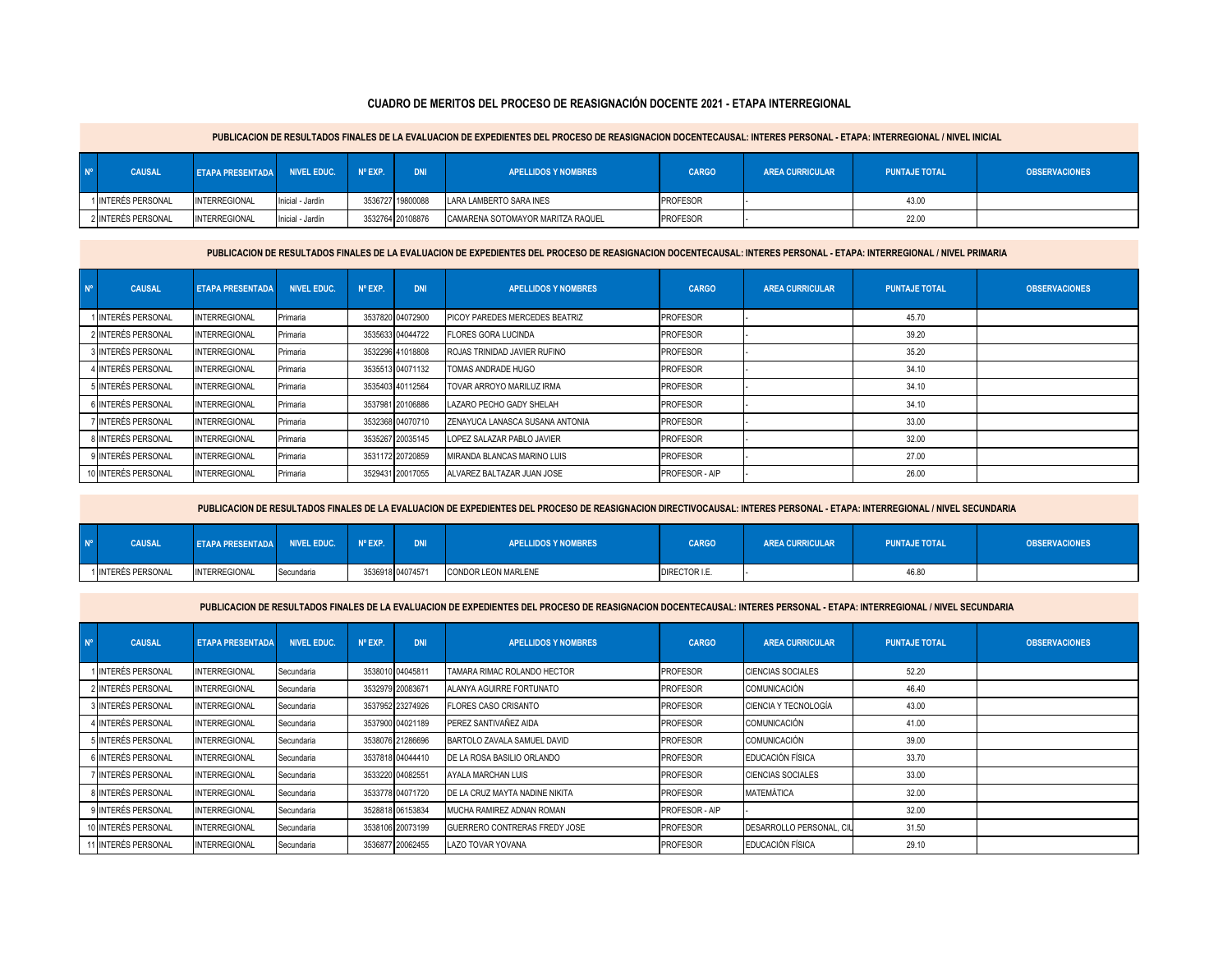# CUADRO DE MERITOS DEL PROCESO DE REASIGNACIÓN DOCENTE 2021 - ETAPA INTERREGIONAL

**PUBLICACION DE RESULTADOS FINALES DE LA EVALUACION DE EXPEDIENTES DEL PROCESO DE REASIGNACION DOCENTECAUSAL: INTERES PERSONAL - ETAPA: INTERREGIONAL / NIVEL INICIAL**

| Nº | CAUSAL | ETAPA PRESENTADA | NIVEL EDUC. | Nº EXP. | DNI | APELLIDOS Y NOMBRES | CARGO | AREA CURRICULAR | PUNTAJE TOTAL | OBSERVACIONES |
|---|---|---|---|---|---|---|---|---|---|---|
| 1 | INTERÉS PERSONAL | INTERREGIONAL | Inicial - Jardín | 3536727 | 19800088 | LARA LAMBERTO SARA INES | PROFESOR | - | 43.00 | |
| 2 | INTERÉS PERSONAL | INTERREGIONAL | Inicial - Jardín | 3532764 | 20108876 | CAMARENA SOTOMAYOR MARITZA RAQUEL | PROFESOR | - | 22.00 | |

**PUBLICACION DE RESULTADOS FINALES DE LA EVALUACION DE EXPEDIENTES DEL PROCESO DE REASIGNACION DOCENTECAUSAL: INTERES PERSONAL - ETAPA: INTERREGIONAL / NIVEL PRIMARIA**

| Nº | CAUSAL | ETAPA PRESENTADA | NIVEL EDUC. | Nº EXP. | DNI | APELLIDOS Y NOMBRES | CARGO | AREA CURRICULAR | PUNTAJE TOTAL | OBSERVACIONES |
|---|---|---|---|---|---|---|---|---|---|---|
| 1 | INTERÉS PERSONAL | INTERREGIONAL | Primaria | 3537820 | 04072900 | PICOY PAREDES MERCEDES BEATRIZ | PROFESOR | - | 45.70 | |
| 2 | INTERÉS PERSONAL | INTERREGIONAL | Primaria | 3535633 | 04044722 | FLORES GORA LUCINDA | PROFESOR | - | 39.20 | |
| 3 | INTERÉS PERSONAL | INTERREGIONAL | Primaria | 3532296 | 41018808 | ROJAS TRINIDAD JAVIER RUFINO | PROFESOR | - | 35.20 | |
| 4 | INTERÉS PERSONAL | INTERREGIONAL | Primaria | 3535513 | 04071132 | TOMAS ANDRADE HUGO | PROFESOR | - | 34.10 | |
| 5 | INTERÉS PERSONAL | INTERREGIONAL | Primaria | 3535403 | 40112564 | TOVAR ARROYO MARILUZ IRMA | PROFESOR | - | 34.10 | |
| 6 | INTERÉS PERSONAL | INTERREGIONAL | Primaria | 3537981 | 20106886 | LAZARO PECHO GADY SHELAH | PROFESOR | - | 34.10 | |
| 7 | INTERÉS PERSONAL | INTERREGIONAL | Primaria | 3532368 | 04070710 | ZENAYUCA LANASCA SUSANA ANTONIA | PROFESOR | - | 33.00 | |
| 8 | INTERÉS PERSONAL | INTERREGIONAL | Primaria | 3535267 | 20035145 | LOPEZ SALAZAR PABLO JAVIER | PROFESOR | - | 32.00 | |
| 9 | INTERÉS PERSONAL | INTERREGIONAL | Primaria | 3531172 | 20720859 | MIRANDA BLANCAS MARINO LUIS | PROFESOR | - | 27.00 | |
| 10 | INTERÉS PERSONAL | INTERREGIONAL | Primaria | 3529431 | 20017055 | ALVAREZ BALTAZAR JUAN JOSE | PROFESOR - AIP | - | 26.00 | |

**PUBLICACION DE RESULTADOS FINALES DE LA EVALUACION DE EXPEDIENTES DEL PROCESO DE REASIGNACION DIRECTIVOCAUSAL: INTERES PERSONAL - ETAPA: INTERREGIONAL / NIVEL SECUNDARIA**

| Nº | CAUSAL | ETAPA PRESENTADA | NIVEL EDUC. | Nº EXP. | DNI | APELLIDOS Y NOMBRES | CARGO | AREA CURRICULAR | PUNTAJE TOTAL | OBSERVACIONES |
|---|---|---|---|---|---|---|---|---|---|---|
| 1 | INTERÉS PERSONAL | INTERREGIONAL | Secundaria | 3536918 | 04074571 | CONDOR LEON MARLENE | DIRECTOR I.E. | - | 46.80 | |

**PUBLICACION DE RESULTADOS FINALES DE LA EVALUACION DE EXPEDIENTES DEL PROCESO DE REASIGNACION DOCENTECAUSAL: INTERES PERSONAL - ETAPA: INTERREGIONAL / NIVEL SECUNDARIA**

| Nº | CAUSAL | ETAPA PRESENTADA | NIVEL EDUC. | Nº EXP. | DNI | APELLIDOS Y NOMBRES | CARGO | AREA CURRICULAR | PUNTAJE TOTAL | OBSERVACIONES |
|---|---|---|---|---|---|---|---|---|---|---|
| 1 | INTERÉS PERSONAL | INTERREGIONAL | Secundaria | 3538010 | 04045811 | TAMARA RIMAC ROLANDO HECTOR | PROFESOR | CIENCIAS SOCIALES | 52.20 | |
| 2 | INTERÉS PERSONAL | INTERREGIONAL | Secundaria | 3532979 | 20083671 | ALANYA AGUIRRE FORTUNATO | PROFESOR | COMUNICACIÓN | 46.40 | |
| 3 | INTERÉS PERSONAL | INTERREGIONAL | Secundaria | 3537952 | 23274926 | FLORES CASO CRISANTO | PROFESOR | CIENCIA Y TECNOLOGÍA | 43.00 | |
| 4 | INTERÉS PERSONAL | INTERREGIONAL | Secundaria | 3537900 | 04021189 | PEREZ SANTIVAÑEZ AIDA | PROFESOR | COMUNICACIÓN | 41.00 | |
| 5 | INTERÉS PERSONAL | INTERREGIONAL | Secundaria | 3538076 | 21286696 | BARTOLO ZAVALA SAMUEL DAVID | PROFESOR | COMUNICACIÓN | 39.00 | |
| 6 | INTERÉS PERSONAL | INTERREGIONAL | Secundaria | 3537818 | 04044410 | DE LA ROSA BASILIO ORLANDO | PROFESOR | EDUCACIÓN FÍSICA | 33.70 | |
| 7 | INTERÉS PERSONAL | INTERREGIONAL | Secundaria | 3533220 | 04082551 | AYALA MARCHAN LUIS | PROFESOR | CIENCIAS SOCIALES | 33.00 | |
| 8 | INTERÉS PERSONAL | INTERREGIONAL | Secundaria | 3533778 | 04071720 | DE LA CRUZ MAYTA NADINE NIKITA | PROFESOR | MATEMÁTICA | 32.00 | |
| 9 | INTERÉS PERSONAL | INTERREGIONAL | Secundaria | 3528818 | 06153834 | MUCHA RAMIREZ ADNAN ROMAN | PROFESOR - AIP | - | 32.00 | |
| 10 | INTERÉS PERSONAL | INTERREGIONAL | Secundaria | 3538106 | 20073199 | GUERRERO CONTRERAS FREDY JOSE | PROFESOR | DESARROLLO PERSONAL, CIU | 31.50 | |
| 11 | INTERÉS PERSONAL | INTERREGIONAL | Secundaria | 3536877 | 20062455 | LAZO TOVAR YOVANA | PROFESOR | EDUCACIÓN FÍSICA | 29.10 | |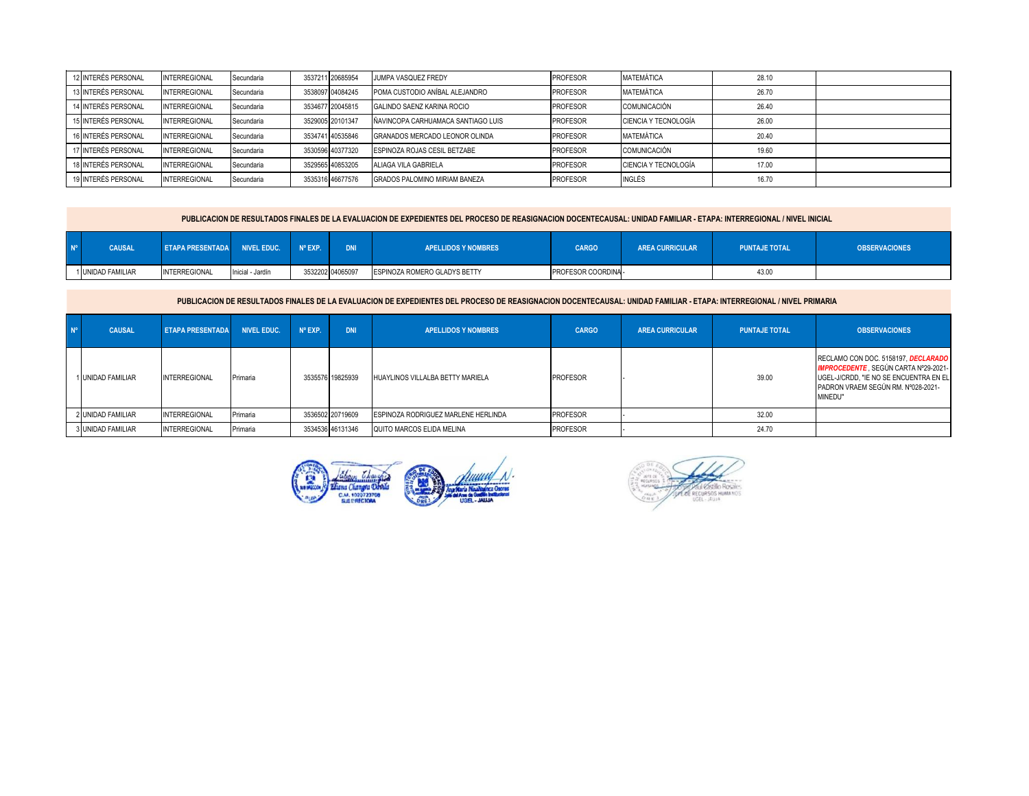| Nº | CAUSAL | ETAPA PRESENTADA | NIVEL EDUC. | Nº EXP. | DNI | APELLIDOS Y NOMBRES | CARGO | AREA CURRICULAR | PUNTAJE TOTAL | OBSERVACIONES |
|---|---|---|---|---|---|---|---|---|---|---|
| 12 | INTERÉS PERSONAL | INTERREGIONAL | Secundaria | 3537211 | 20685954 | JUMPA VASQUEZ FREDY | PROFESOR | MATEMÁTICA | 28.10 | |
| 13 | INTERÉS PERSONAL | INTERREGIONAL | Secundaria | 3538097 | 04084245 | POMA CUSTODIO ANÍBAL ALEJANDRO | PROFESOR | MATEMÁTICA | 26.70 | |
| 14 | INTERÉS PERSONAL | INTERREGIONAL | Secundaria | 3534677 | 20045815 | GALINDO SAENZ KARINA ROCIO | PROFESOR | COMUNICACIÓN | 26.40 | |
| 15 | INTERÉS PERSONAL | INTERREGIONAL | Secundaria | 3529005 | 20101347 | ÑAVINCOPA CARHUAMACA SANTIAGO LUIS | PROFESOR | CIENCIA Y TECNOLOGÍA | 26.00 | |
| 16 | INTERÉS PERSONAL | INTERREGIONAL | Secundaria | 3534741 | 40535846 | GRANADOS MERCADO LEONOR OLINDA | PROFESOR | MATEMÁTICA | 20.40 | |
| 17 | INTERÉS PERSONAL | INTERREGIONAL | Secundaria | 3530596 | 40377320 | ESPINOZA ROJAS CESIL BETZABE | PROFESOR | COMUNICACIÓN | 19.60 | |
| 18 | INTERÉS PERSONAL | INTERREGIONAL | Secundaria | 3529565 | 40853205 | ALIAGA VILA GABRIELA | PROFESOR | CIENCIA Y TECNOLOGÍA | 17.00 | |
| 19 | INTERÉS PERSONAL | INTERREGIONAL | Secundaria | 3535316 | 46677576 | GRADOS PALOMINO MIRIAM BANEZA | PROFESOR | INGLÉS | 16.70 | |

**PUBLICACION DE RESULTADOS FINALES DE LA EVALUACION DE EXPEDIENTES DEL PROCESO DE REASIGNACION DOCENTECAUSAL: UNIDAD FAMILIAR - ETAPA: INTERREGIONAL / NIVEL INICIAL**

| Nº | CAUSAL | ETAPA PRESENTADA | NIVEL EDUC. | Nº EXP. | DNI | APELLIDOS Y NOMBRES | CARGO | AREA CURRICULAR | PUNTAJE TOTAL | OBSERVACIONES |
|---|---|---|---|---|---|---|---|---|---|---|
| 1 | UNIDAD FAMILIAR | INTERREGIONAL | Inicial - Jardín | 3532202 | 04065097 | ESPINOZA ROMERO GLADYS BETTY | PROFESOR COORDINA | - | 43.00 | |

**PUBLICACION DE RESULTADOS FINALES DE LA EVALUACION DE EXPEDIENTES DEL PROCESO DE REASIGNACION DOCENTECAUSAL: UNIDAD FAMILIAR - ETAPA: INTERREGIONAL / NIVEL PRIMARIA**

| Nº | CAUSAL | ETAPA PRESENTADA | NIVEL EDUC. | Nº EXP. | DNI | APELLIDOS Y NOMBRES | CARGO | AREA CURRICULAR | PUNTAJE TOTAL | OBSERVACIONES |
|---|---|---|---|---|---|---|---|---|---|---|
| 1 | UNIDAD FAMILIAR | INTERREGIONAL | Primaria | 3535576 | 19825939 | HUAYLINOS VILLALBA BETTY MARIELA | PROFESOR | - | 39.00 | RECLAMO CON DOC. 5158197, ***DECLARADO IMPROCEDENTE***, SEGÚN CARTA Nº29-2021-UGEL-J/CRDD, "IE NO SE ENCUENTRA EN EL PADRON VRAEM SEGÚN RM. Nº028-2021-MINEDU" |
| 2 | UNIDAD FAMILIAR | INTERREGIONAL | Primaria | 3536502 | 20719609 | ESPINOZA RODRIGUEZ MARLENE HERLINDA | PROFESOR | - | 32.00 | |
| 3 | UNIDAD FAMILIAR | INTERREGIONAL | Primaria | 3534536 | 46131346 | QUITO MARCOS ELIDA MELINA | PROFESOR | - | 24.70 | |

Liliana Changra Dávila
C.M. 1020723708
SUB DIRECTORA

Ana María Ninalanca Osores
Jefa del Área de Gestión Institucional
UGEL - JAUJA

Raúl Castillo Rosales
JEFE DE RECURSOS HUMANOS
UGEL - JAUJA